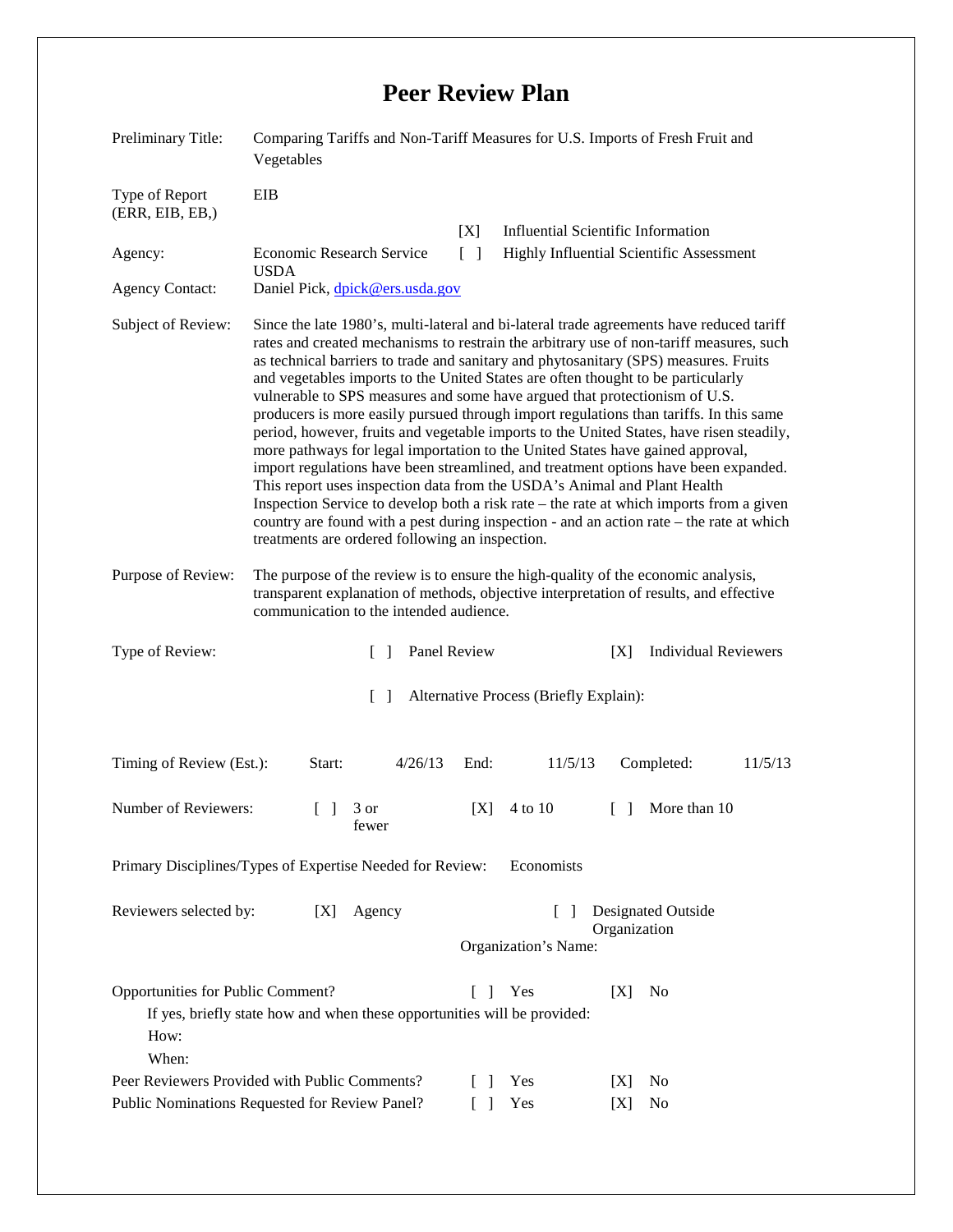# Peer Review Plan

Preliminary Title: Comparing Tariffs and Non-Tariff Measures for U.S. Imports of Fresh Fruit and Vegetables

Type of Report (ERR, EIB, EB,): EIB

[X] Influential Scientific Information

[ ] Highly Influential Scientific Assessment

Agency: Economic Research Service USDA

Agency Contact: Daniel Pick, dpick@ers.usda.gov

Subject of Review: Since the late 1980's, multi-lateral and bi-lateral trade agreements have reduced tariff rates and created mechanisms to restrain the arbitrary use of non-tariff measures, such as technical barriers to trade and sanitary and phytosanitary (SPS) measures. Fruits and vegetables imports to the United States are often thought to be particularly vulnerable to SPS measures and some have argued that protectionism of U.S. producers is more easily pursued through import regulations than tariffs. In this same period, however, fruits and vegetable imports to the United States, have risen steadily, more pathways for legal importation to the United States have gained approval, import regulations have been streamlined, and treatment options have been expanded. This report uses inspection data from the USDA's Animal and Plant Health Inspection Service to develop both a risk rate – the rate at which imports from a given country are found with a pest during inspection - and an action rate – the rate at which treatments are ordered following an inspection.

Purpose of Review: The purpose of the review is to ensure the high-quality of the economic analysis, transparent explanation of methods, objective interpretation of results, and effective communication to the intended audience.

Type of Review: [ ] Panel Review [X] Individual Reviewers

[ ] Alternative Process (Briefly Explain):

Timing of Review (Est.): Start: 4/26/13 End: 11/5/13 Completed: 11/5/13

Number of Reviewers: [ ] 3 or fewer [X] 4 to 10 [ ] More than 10

Primary Disciplines/Types of Expertise Needed for Review: Economists

Reviewers selected by: [X] Agency [ ] Designated Outside Organization

Organization's Name:

Opportunities for Public Comment? [ ] Yes [X] No

If yes, briefly state how and when these opportunities will be provided:

How:

When:

Peer Reviewers Provided with Public Comments? [ ] Yes [X] No

Public Nominations Requested for Review Panel? [ ] Yes [X] No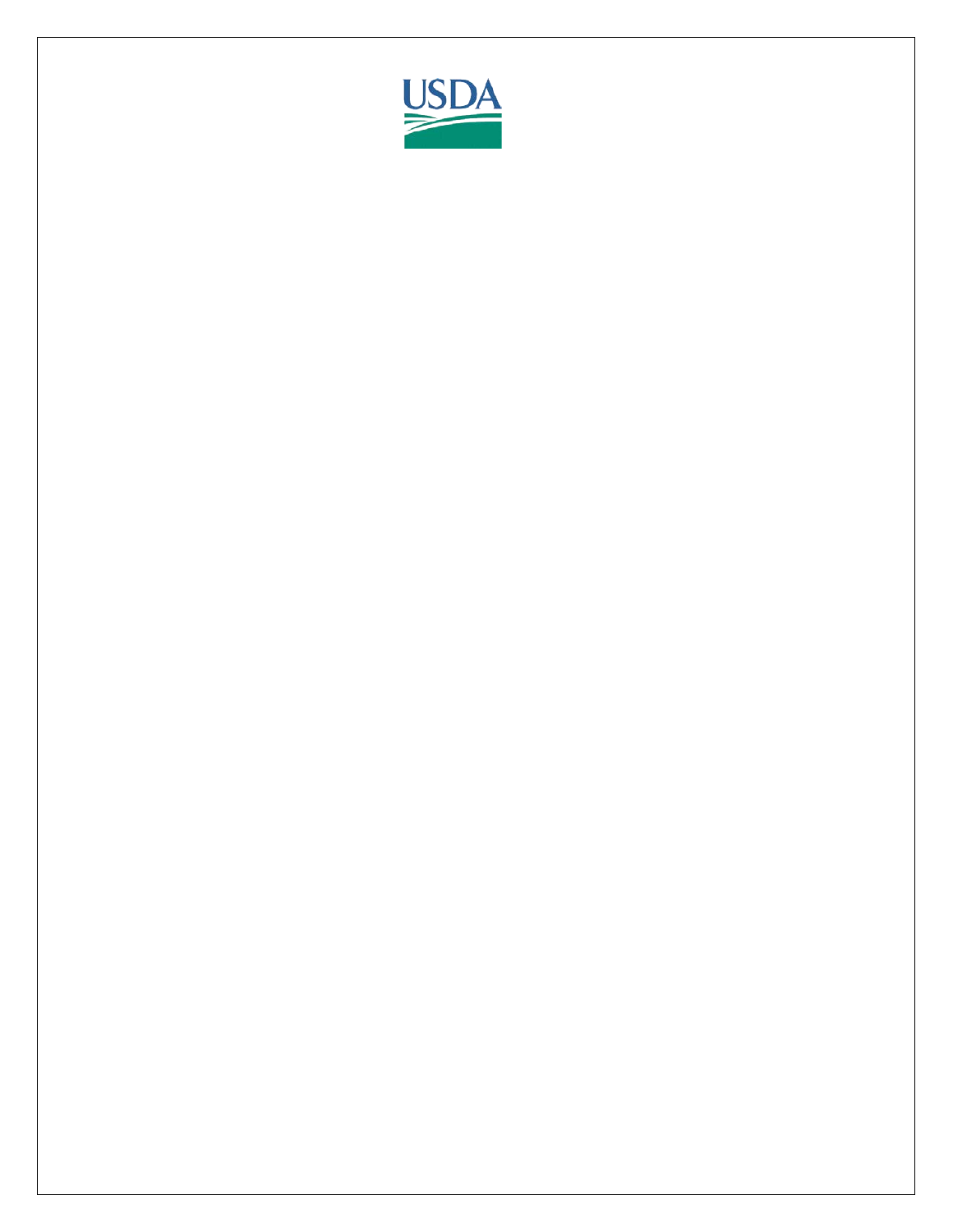USDA